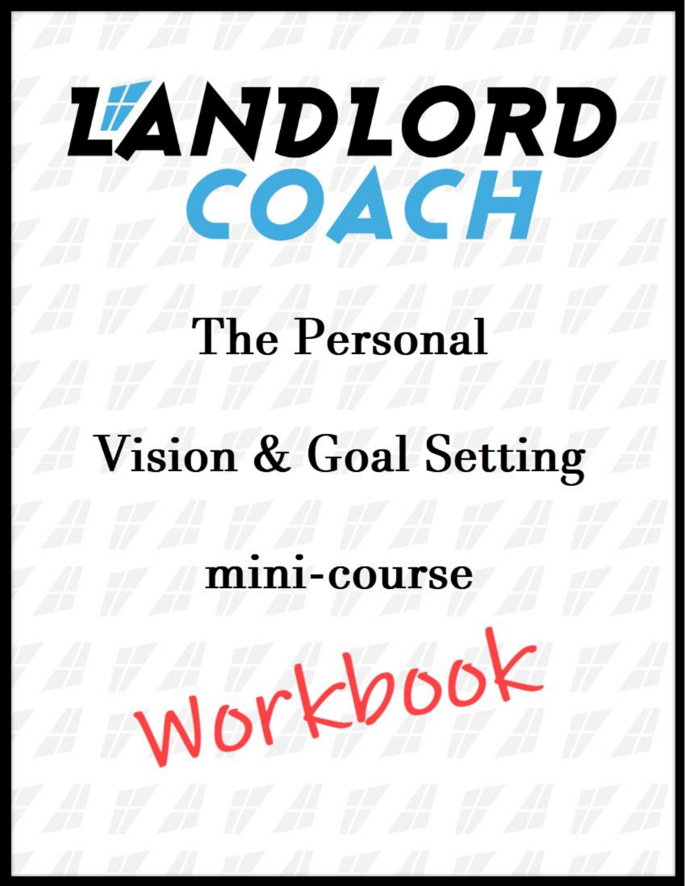# LANDLORD COACH

# The Personal Vision & Goal Setting

## mini-course

## Workbook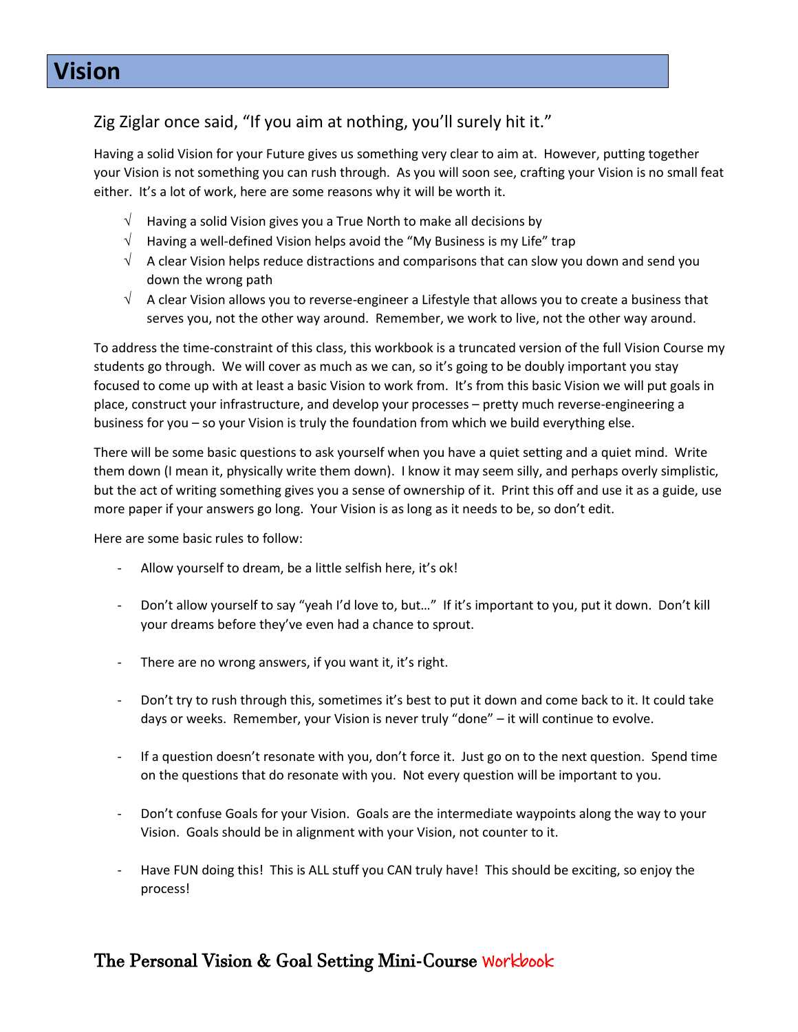# Vision

Zig Ziglar once said, "If you aim at nothing, you'll surely hit it."

Having a solid Vision for your Future gives us something very clear to aim at. However, putting together your Vision is not something you can rush through. As you will soon see, crafting your Vision is no small feat either. It's a lot of work, here are some reasons why it will be worth it.

- √ Having a solid Vision gives you a True North to make all decisions by
- √ Having a well-defined Vision helps avoid the "My Business is my Life" trap
- √ A clear Vision helps reduce distractions and comparisons that can slow you down and send you down the wrong path
- √ A clear Vision allows you to reverse-engineer a Lifestyle that allows you to create a business that serves you, not the other way around. Remember, we work to live, not the other way around.

To address the time-constraint of this class, this workbook is a truncated version of the full Vision Course my students go through. We will cover as much as we can, so it's going to be doubly important you stay focused to come up with at least a basic Vision to work from. It's from this basic Vision we will put goals in place, construct your infrastructure, and develop your processes – pretty much reverse-engineering a business for you – so your Vision is truly the foundation from which we build everything else.

There will be some basic questions to ask yourself when you have a quiet setting and a quiet mind. Write them down (I mean it, physically write them down). I know it may seem silly, and perhaps overly simplistic, but the act of writing something gives you a sense of ownership of it. Print this off and use it as a guide, use more paper if your answers go long. Your Vision is as long as it needs to be, so don't edit.

Here are some basic rules to follow:

- Allow yourself to dream, be a little selfish here, it's ok!
- Don't allow yourself to say "yeah I'd love to, but…" If it's important to you, put it down. Don't kill your dreams before they've even had a chance to sprout.
- There are no wrong answers, if you want it, it's right.
- Don't try to rush through this, sometimes it's best to put it down and come back to it. It could take days or weeks. Remember, your Vision is never truly "done" – it will continue to evolve.
- If a question doesn't resonate with you, don't force it. Just go on to the next question. Spend time on the questions that do resonate with you. Not every question will be important to you.
- Don't confuse Goals for your Vision. Goals are the intermediate waypoints along the way to your Vision. Goals should be in alignment with your Vision, not counter to it.
- Have FUN doing this! This is ALL stuff you CAN truly have! This should be exciting, so enjoy the process!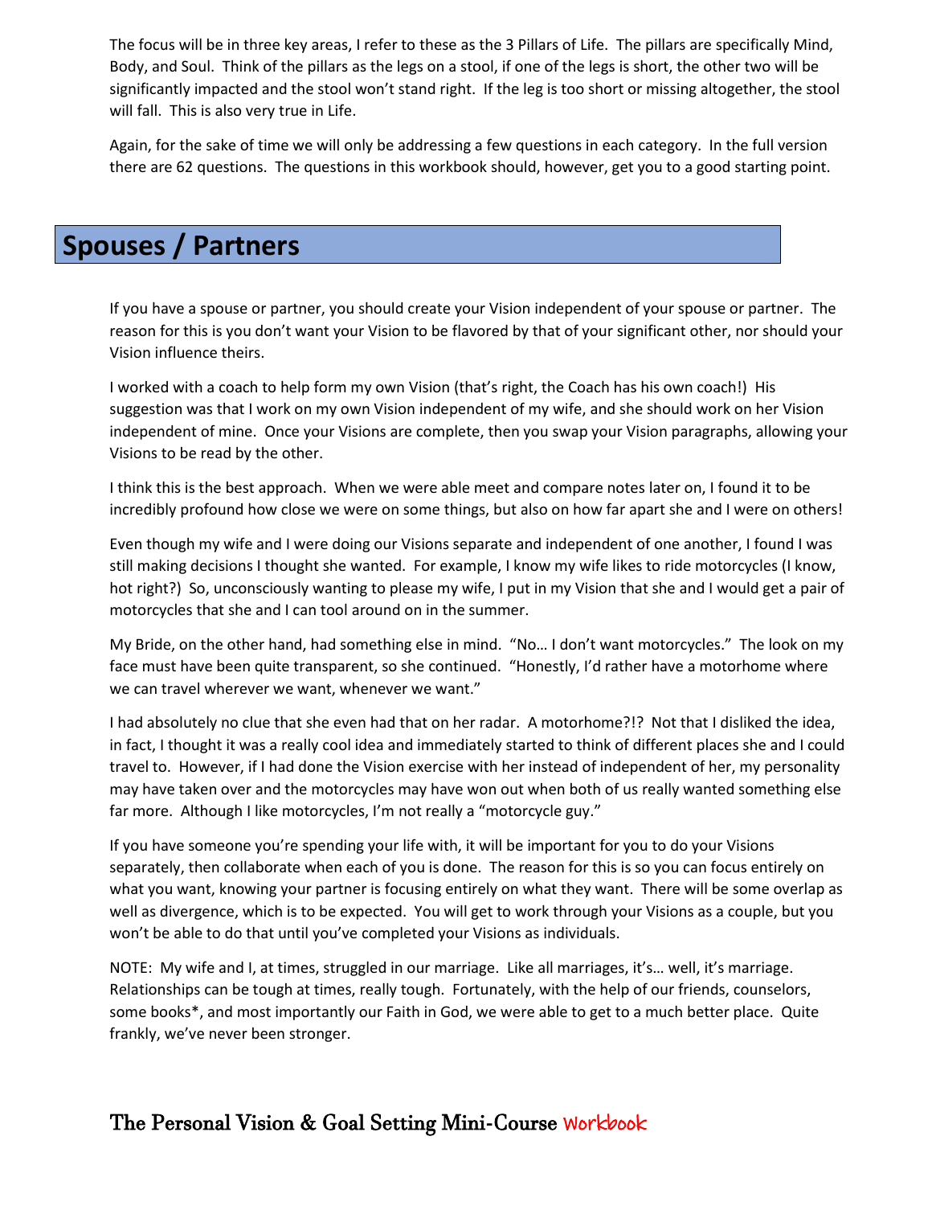The focus will be in three key areas, I refer to these as the 3 Pillars of Life. The pillars are specifically Mind, Body, and Soul. Think of the pillars as the legs on a stool, if one of the legs is short, the other two will be significantly impacted and the stool won't stand right. If the leg is too short or missing altogether, the stool will fall. This is also very true in Life.

Again, for the sake of time we will only be addressing a few questions in each category. In the full version there are 62 questions. The questions in this workbook should, however, get you to a good starting point.

## Spouses / Partners

If you have a spouse or partner, you should create your Vision independent of your spouse or partner. The reason for this is you don't want your Vision to be flavored by that of your significant other, nor should your Vision influence theirs.

I worked with a coach to help form my own Vision (that's right, the Coach has his own coach!) His suggestion was that I work on my own Vision independent of my wife, and she should work on her Vision independent of mine. Once your Visions are complete, then you swap your Vision paragraphs, allowing your Visions to be read by the other.

I think this is the best approach. When we were able meet and compare notes later on, I found it to be incredibly profound how close we were on some things, but also on how far apart she and I were on others!

Even though my wife and I were doing our Visions separate and independent of one another, I found I was still making decisions I thought she wanted. For example, I know my wife likes to ride motorcycles (I know, hot right?) So, unconsciously wanting to please my wife, I put in my Vision that she and I would get a pair of motorcycles that she and I can tool around on in the summer.

My Bride, on the other hand, had something else in mind. "No… I don't want motorcycles." The look on my face must have been quite transparent, so she continued. "Honestly, I'd rather have a motorhome where we can travel wherever we want, whenever we want."

I had absolutely no clue that she even had that on her radar. A motorhome?!? Not that I disliked the idea, in fact, I thought it was a really cool idea and immediately started to think of different places she and I could travel to. However, if I had done the Vision exercise with her instead of independent of her, my personality may have taken over and the motorcycles may have won out when both of us really wanted something else far more. Although I like motorcycles, I'm not really a "motorcycle guy."

If you have someone you're spending your life with, it will be important for you to do your Visions separately, then collaborate when each of you is done. The reason for this is so you can focus entirely on what you want, knowing your partner is focusing entirely on what they want. There will be some overlap as well as divergence, which is to be expected. You will get to work through your Visions as a couple, but you won't be able to do that until you've completed your Visions as individuals.

NOTE: My wife and I, at times, struggled in our marriage. Like all marriages, it's… well, it's marriage. Relationships can be tough at times, really tough. Fortunately, with the help of our friends, counselors, some books*, and most importantly our Faith in God, we were able to get to a much better place. Quite frankly, we've never been stronger.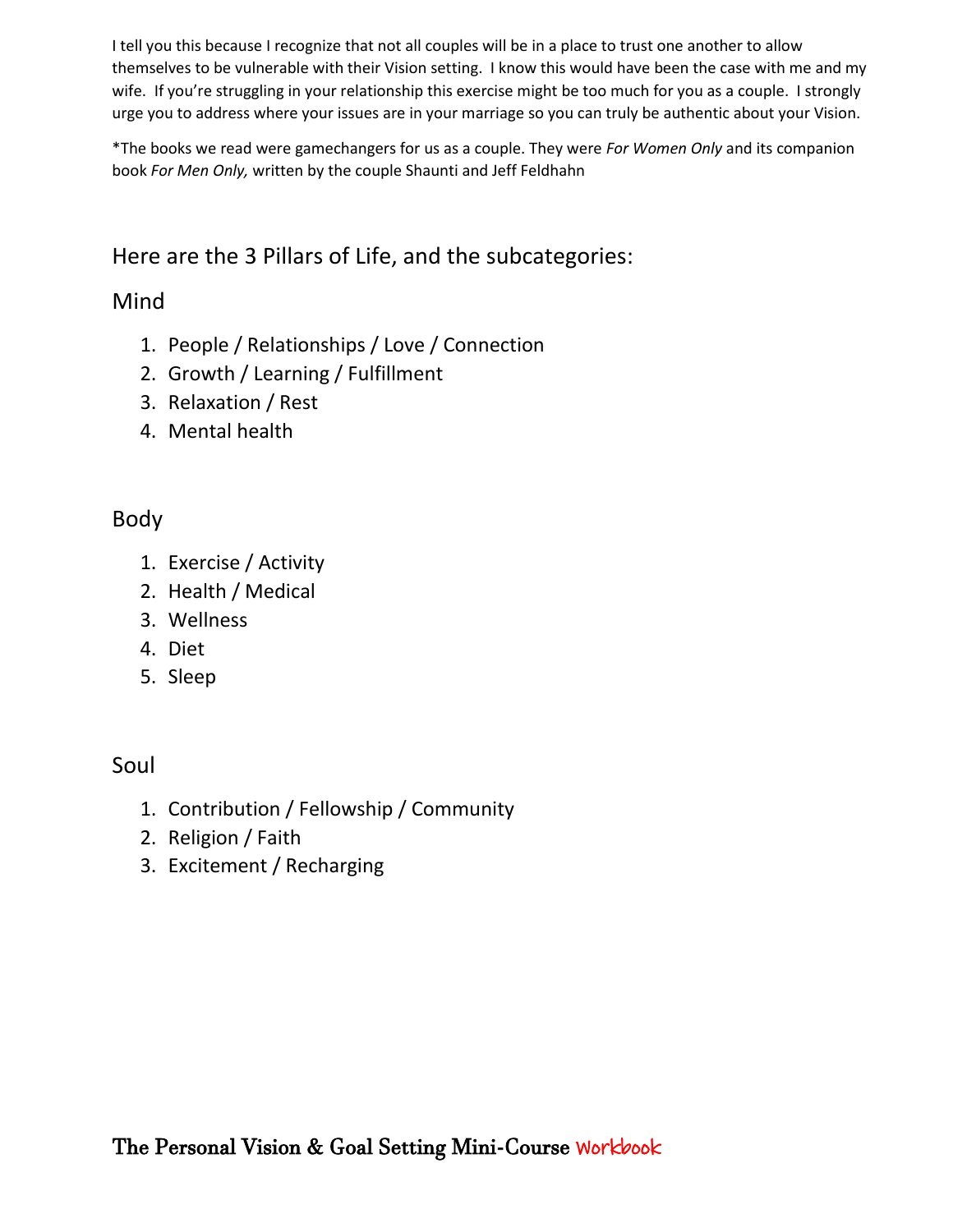I tell you this because I recognize that not all couples will be in a place to trust one another to allow themselves to be vulnerable with their Vision setting. I know this would have been the case with me and my wife. If you're struggling in your relationship this exercise might be too much for you as a couple. I strongly urge you to address where your issues are in your marriage so you can truly be authentic about your Vision.

*The books we read were gamechangers for us as a couple. They were *For Women Only* and its companion book *For Men Only,* written by the couple Shaunti and Jeff Feldhahn

## Here are the 3 Pillars of Life, and the subcategories:

### Mind

1. People / Relationships / Love / Connection
2. Growth / Learning / Fulfillment
3. Relaxation / Rest
4. Mental health

### Body

1. Exercise / Activity
2. Health / Medical
3. Wellness
4. Diet
5. Sleep

### Soul

1. Contribution / Fellowship / Community
2. Religion / Faith
3. Excitement / Recharging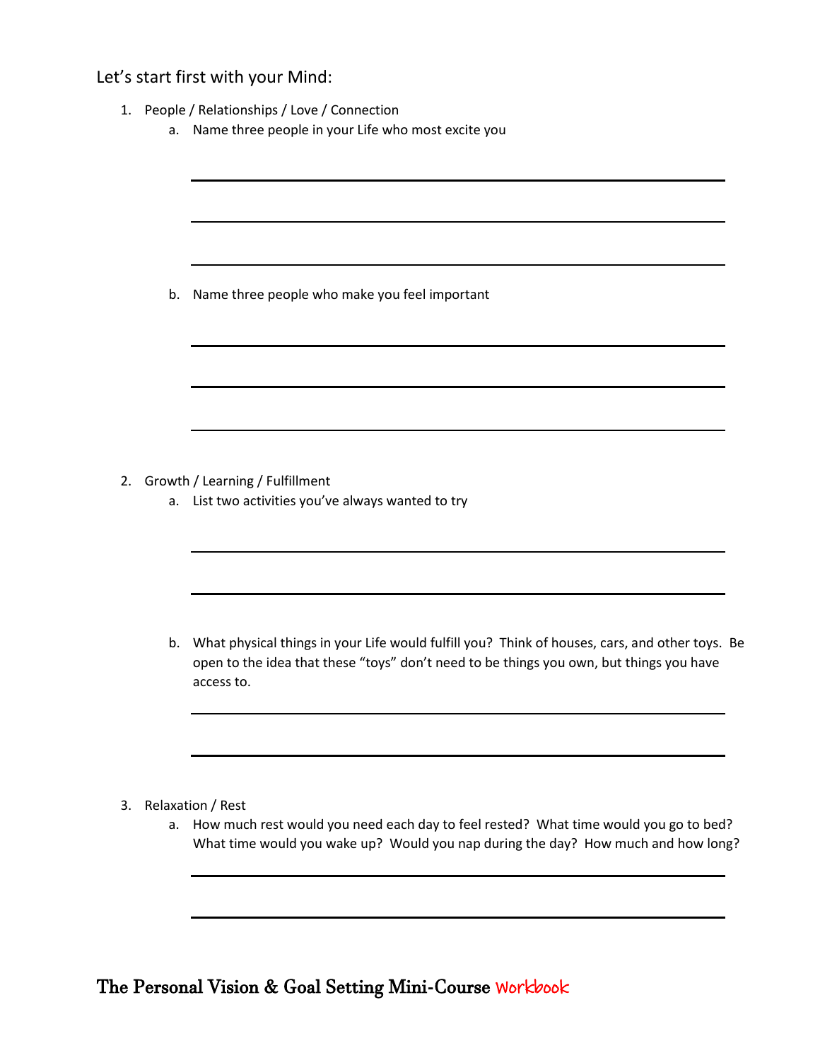Let's start first with your Mind:

1. People / Relationships / Love / Connection
   a. Name three people in your Life who most excite you

   ______________________________________________

   ______________________________________________

   ______________________________________________

   b. Name three people who make you feel important

   ______________________________________________

   ______________________________________________

   ______________________________________________

2. Growth / Learning / Fulfillment
   a. List two activities you've always wanted to try

   ______________________________________________

   ______________________________________________

   b. What physical things in your Life would fulfill you? Think of houses, cars, and other toys. Be open to the idea that these "toys" don't need to be things you own, but things you have access to.

   ______________________________________________

   ______________________________________________

3. Relaxation / Rest
   a. How much rest would you need each day to feel rested? What time would you go to bed? What time would you wake up? Would you nap during the day? How much and how long?

   ______________________________________________

   ______________________________________________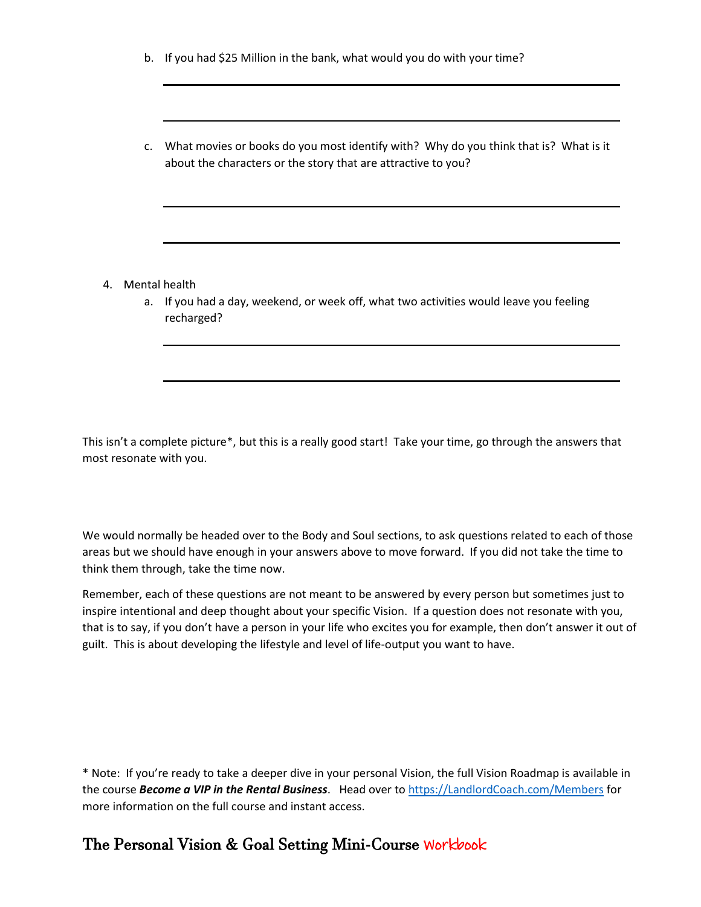b. If you had $25 Million in the bank, what would you do with your time?

______________________________________________

______________________________________________

c. What movies or books do you most identify with? Why do you think that is? What is it about the characters or the story that are attractive to you?

______________________________________________

______________________________________________

4. Mental health
   a. If you had a day, weekend, or week off, what two activities would leave you feeling recharged?

______________________________________________

______________________________________________

This isn't a complete picture*, but this is a really good start! Take your time, go through the answers that most resonate with you.

We would normally be headed over to the Body and Soul sections, to ask questions related to each of those areas but we should have enough in your answers above to move forward. If you did not take the time to think them through, take the time now.

Remember, each of these questions are not meant to be answered by every person but sometimes just to inspire intentional and deep thought about your specific Vision. If a question does not resonate with you, that is to say, if you don't have a person in your life who excites you for example, then don't answer it out of guilt. This is about developing the lifestyle and level of life-output you want to have.

* Note: If you're ready to take a deeper dive in your personal Vision, the full Vision Roadmap is available in the course ***Become a VIP in the Rental Business***. Head over to [https://LandlordCoach.com/Members](https://LandlordCoach.com/Members) for more information on the full course and instant access.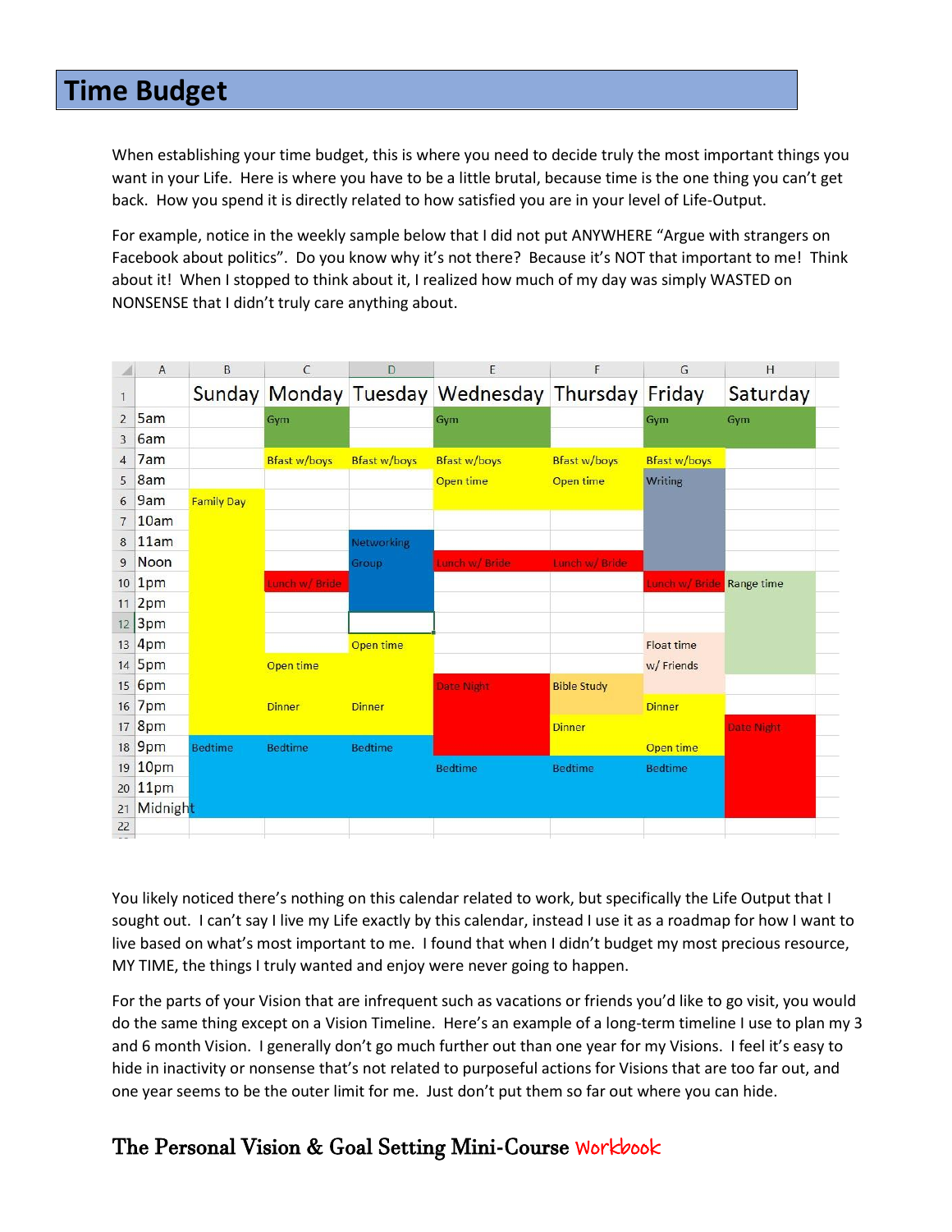# Time Budget

When establishing your time budget, this is where you need to decide truly the most important things you want in your Life. Here is where you have to be a little brutal, because time is the one thing you can't get back. How you spend it is directly related to how satisfied you are in your level of Life-Output.

For example, notice in the weekly sample below that I did not put ANYWHERE "Argue with strangers on Facebook about politics". Do you know why it's not there? Because it's NOT that important to me! Think about it! When I stopped to think about it, I realized how much of my day was simply WASTED on NONSENSE that I didn't truly care anything about.

| | Sunday | Monday | Tuesday | Wednesday | Thursday | Friday | Saturday |
|---|---|---|---|---|---|---|---|
| 5am | | Gym | | Gym | | Gym | Gym |
| 6am | | | | | | | |
| 7am | | Bfast w/boys | Bfast w/boys | Bfast w/boys | Bfast w/boys | Bfast w/boys | |
| 8am | | | | Open time | Open time | Writing | |
| 9am | Family Day | | | | | | |
| 10am | | | | | | | |
| 11am | | | Networking | | | | |
| Noon | | | Group | Lunch w/ Bride | Lunch w/ Bride | | |
| 1pm | | Lunch w/ Bride | | | | Lunch w/ Bride | Range time |
| 2pm | | | | | | | |
| 3pm | | | | | | | |
| 4pm | | | Open time | | | Float time | |
| 5pm | | Open time | | | | w/ Friends | |
| 6pm | | | | Date Night | Bible Study | | |
| 7pm | | Dinner | Dinner | | | Dinner | |
| 8pm | | | | | Dinner | | Date Night |
| 9pm | Bedtime | Bedtime | Bedtime | | | Open time | |
| 10pm | | | | Bedtime | Bedtime | Bedtime | |
| 11pm | | | | | | | |
| Midnight | | | | | | | |

You likely noticed there's nothing on this calendar related to work, but specifically the Life Output that I sought out. I can't say I live my Life exactly by this calendar, instead I use it as a roadmap for how I want to live based on what's most important to me. I found that when I didn't budget my most precious resource, MY TIME, the things I truly wanted and enjoy were never going to happen.

For the parts of your Vision that are infrequent such as vacations or friends you'd like to go visit, you would do the same thing except on a Vision Timeline. Here's an example of a long-term timeline I use to plan my 3 and 6 month Vision. I generally don't go much further out than one year for my Visions. I feel it's easy to hide in inactivity or nonsense that's not related to purposeful actions for Visions that are too far out, and one year seems to be the outer limit for me. Just don't put them so far out where you can hide.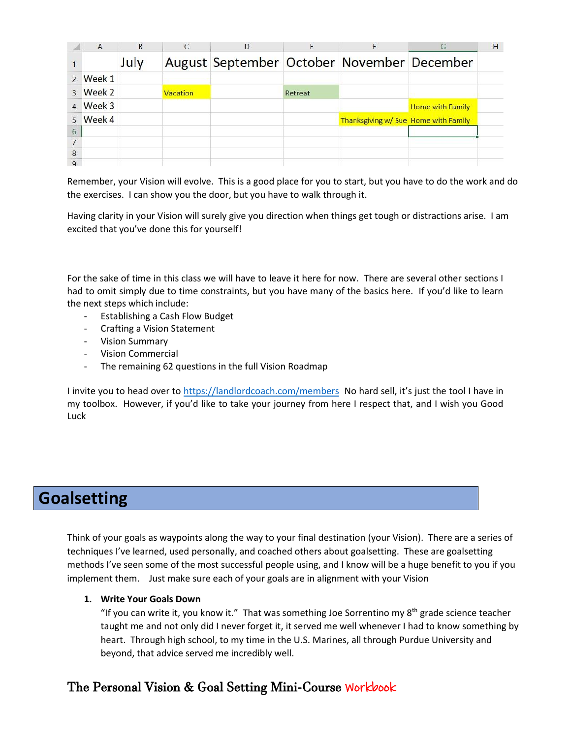| | July | August | September | October | November | December |
|---|---|---|---|---|---|---|
| Week 1 | | | | | | |
| Week 2 | | Vacation | | Retreat | | |
| Week 3 | | | | | | Home with Family |
| Week 4 | | | | | Thanksgiving w/ Sue | Home with Family |

Remember, your Vision will evolve. This is a good place for you to start, but you have to do the work and do the exercises. I can show you the door, but you have to walk through it.

Having clarity in your Vision will surely give you direction when things get tough or distractions arise. I am excited that you've done this for yourself!

For the sake of time in this class we will have to leave it here for now. There are several other sections I had to omit simply due to time constraints, but you have many of the basics here. If you'd like to learn the next steps which include:

- Establishing a Cash Flow Budget
- Crafting a Vision Statement
- Vision Summary
- Vision Commercial
- The remaining 62 questions in the full Vision Roadmap

I invite you to head over to https://landlordcoach.com/members No hard sell, it's just the tool I have in my toolbox. However, if you'd like to take your journey from here I respect that, and I wish you Good Luck

# Goalsetting

Think of your goals as waypoints along the way to your final destination (your Vision). There are a series of techniques I've learned, used personally, and coached others about goalsetting. These are goalsetting methods I've seen some of the most successful people using, and I know will be a huge benefit to you if you implement them. Just make sure each of your goals are in alignment with your Vision

1. **Write Your Goals Down**
   "If you can write it, you know it." That was something Joe Sorrentino my 8th grade science teacher taught me and not only did I never forget it, it served me well whenever I had to know something by heart. Through high school, to my time in the U.S. Marines, all through Purdue University and beyond, that advice served me incredibly well.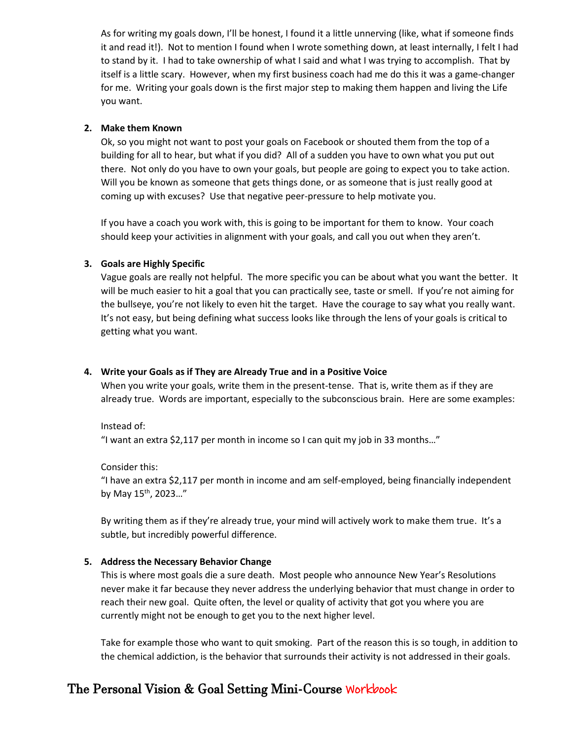As for writing my goals down, I'll be honest, I found it a little unnerving (like, what if someone finds it and read it!). Not to mention I found when I wrote something down, at least internally, I felt I had to stand by it. I had to take ownership of what I said and what I was trying to accomplish. That by itself is a little scary. However, when my first business coach had me do this it was a game-changer for me. Writing your goals down is the first major step to making them happen and living the Life you want.

2. **Make them Known**

   Ok, so you might not want to post your goals on Facebook or shouted them from the top of a building for all to hear, but what if you did? All of a sudden you have to own what you put out there. Not only do you have to own your goals, but people are going to expect you to take action. Will you be known as someone that gets things done, or as someone that is just really good at coming up with excuses? Use that negative peer-pressure to help motivate you.

   If you have a coach you work with, this is going to be important for them to know. Your coach should keep your activities in alignment with your goals, and call you out when they aren't.

3. **Goals are Highly Specific**

   Vague goals are really not helpful. The more specific you can be about what you want the better. It will be much easier to hit a goal that you can practically see, taste or smell. If you're not aiming for the bullseye, you're not likely to even hit the target. Have the courage to say what you really want. It's not easy, but being defining what success looks like through the lens of your goals is critical to getting what you want.

4. **Write your Goals as if They are Already True and in a Positive Voice**

   When you write your goals, write them in the present-tense. That is, write them as if they are already true. Words are important, especially to the subconscious brain. Here are some examples:

   Instead of:
   "I want an extra $2,117 per month in income so I can quit my job in 33 months…"

   Consider this:
   "I have an extra $2,117 per month in income and am self-employed, being financially independent by May 15th, 2023…"

   By writing them as if they're already true, your mind will actively work to make them true. It's a subtle, but incredibly powerful difference.

5. **Address the Necessary Behavior Change**

   This is where most goals die a sure death. Most people who announce New Year's Resolutions never make it far because they never address the underlying behavior that must change in order to reach their new goal. Quite often, the level or quality of activity that got you where you are currently might not be enough to get you to the next higher level.

   Take for example those who want to quit smoking. Part of the reason this is so tough, in addition to the chemical addiction, is the behavior that surrounds their activity is not addressed in their goals.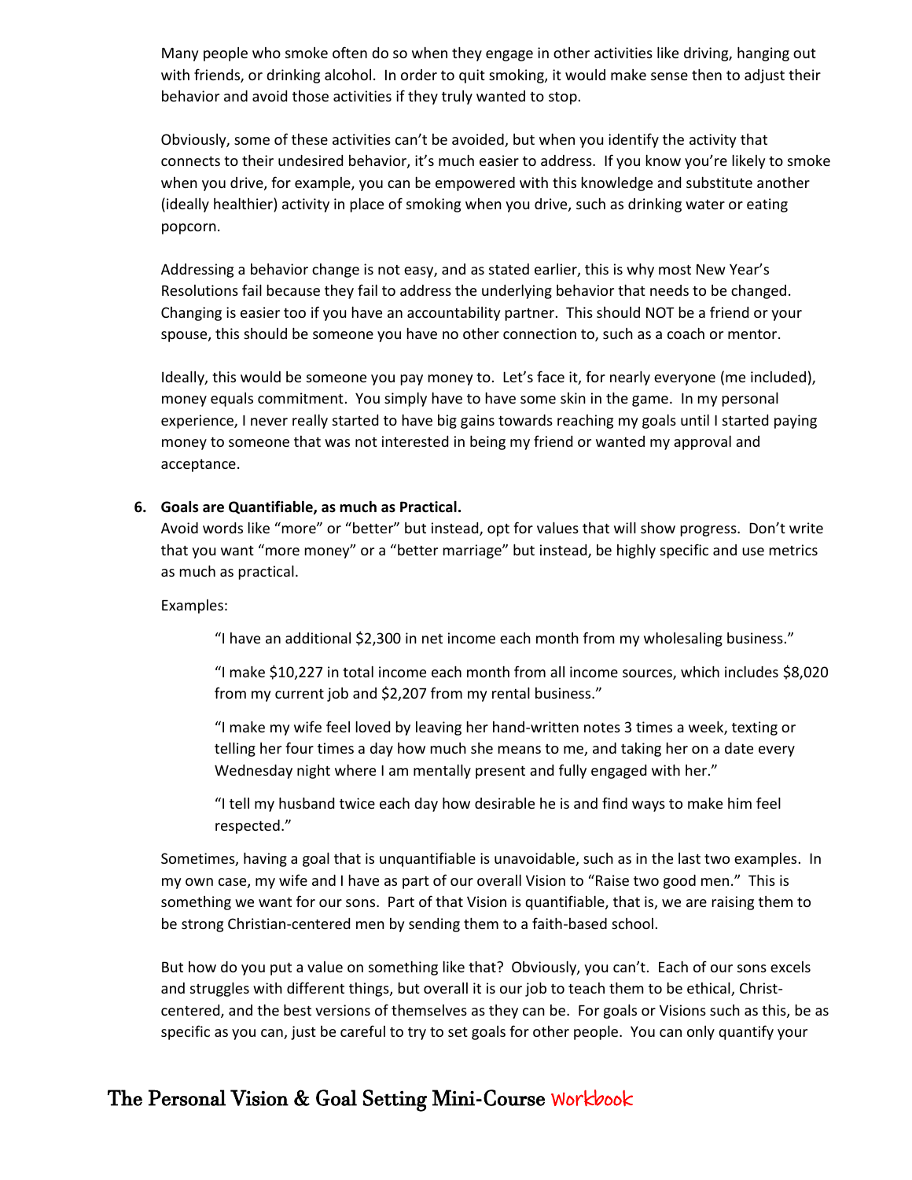Many people who smoke often do so when they engage in other activities like driving, hanging out with friends, or drinking alcohol. In order to quit smoking, it would make sense then to adjust their behavior and avoid those activities if they truly wanted to stop.

Obviously, some of these activities can't be avoided, but when you identify the activity that connects to their undesired behavior, it's much easier to address. If you know you're likely to smoke when you drive, for example, you can be empowered with this knowledge and substitute another (ideally healthier) activity in place of smoking when you drive, such as drinking water or eating popcorn.

Addressing a behavior change is not easy, and as stated earlier, this is why most New Year's Resolutions fail because they fail to address the underlying behavior that needs to be changed. Changing is easier too if you have an accountability partner. This should NOT be a friend or your spouse, this should be someone you have no other connection to, such as a coach or mentor.

Ideally, this would be someone you pay money to. Let's face it, for nearly everyone (me included), money equals commitment. You simply have to have some skin in the game. In my personal experience, I never really started to have big gains towards reaching my goals until I started paying money to someone that was not interested in being my friend or wanted my approval and acceptance.

6. **Goals are Quantifiable, as much as Practical.**
   Avoid words like "more" or "better" but instead, opt for values that will show progress. Don't write that you want "more money" or a "better marriage" but instead, be highly specific and use metrics as much as practical.

   Examples:

   > "I have an additional $2,300 in net income each month from my wholesaling business."
   >
   > "I make $10,227 in total income each month from all income sources, which includes $8,020 from my current job and $2,207 from my rental business."
   >
   > "I make my wife feel loved by leaving her hand-written notes 3 times a week, texting or telling her four times a day how much she means to me, and taking her on a date every Wednesday night where I am mentally present and fully engaged with her."
   >
   > "I tell my husband twice each day how desirable he is and find ways to make him feel respected."

   Sometimes, having a goal that is unquantifiable is unavoidable, such as in the last two examples. In my own case, my wife and I have as part of our overall Vision to "Raise two good men." This is something we want for our sons. Part of that Vision is quantifiable, that is, we are raising them to be strong Christian-centered men by sending them to a faith-based school.

   But how do you put a value on something like that? Obviously, you can't. Each of our sons excels and struggles with different things, but overall it is our job to teach them to be ethical, Christ-centered, and the best versions of themselves as they can be. For goals or Visions such as this, be as specific as you can, just be careful to try to set goals for other people. You can only quantify your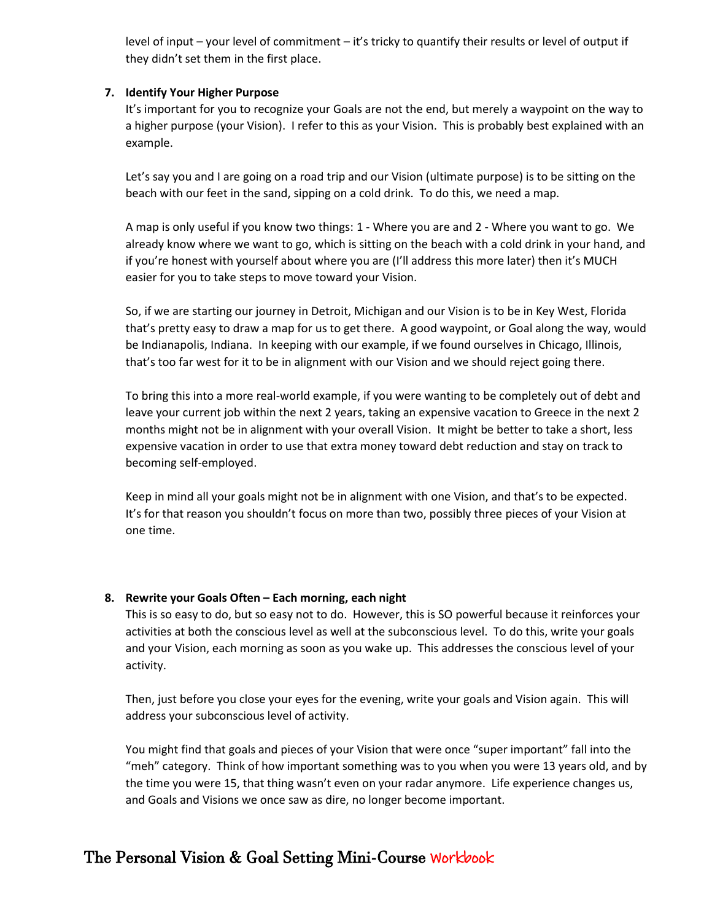level of input – your level of commitment – it's tricky to quantify their results or level of output if they didn't set them in the first place.

7. **Identify Your Higher Purpose**

   It's important for you to recognize your Goals are not the end, but merely a waypoint on the way to a higher purpose (your Vision). I refer to this as your Vision. This is probably best explained with an example.

   Let's say you and I are going on a road trip and our Vision (ultimate purpose) is to be sitting on the beach with our feet in the sand, sipping on a cold drink. To do this, we need a map.

   A map is only useful if you know two things: 1 - Where you are and 2 - Where you want to go. We already know where we want to go, which is sitting on the beach with a cold drink in your hand, and if you're honest with yourself about where you are (I'll address this more later) then it's MUCH easier for you to take steps to move toward your Vision.

   So, if we are starting our journey in Detroit, Michigan and our Vision is to be in Key West, Florida that's pretty easy to draw a map for us to get there. A good waypoint, or Goal along the way, would be Indianapolis, Indiana. In keeping with our example, if we found ourselves in Chicago, Illinois, that's too far west for it to be in alignment with our Vision and we should reject going there.

   To bring this into a more real-world example, if you were wanting to be completely out of debt and leave your current job within the next 2 years, taking an expensive vacation to Greece in the next 2 months might not be in alignment with your overall Vision. It might be better to take a short, less expensive vacation in order to use that extra money toward debt reduction and stay on track to becoming self-employed.

   Keep in mind all your goals might not be in alignment with one Vision, and that's to be expected. It's for that reason you shouldn't focus on more than two, possibly three pieces of your Vision at one time.

8. **Rewrite your Goals Often – Each morning, each night**

   This is so easy to do, but so easy not to do. However, this is SO powerful because it reinforces your activities at both the conscious level as well at the subconscious level. To do this, write your goals and your Vision, each morning as soon as you wake up. This addresses the conscious level of your activity.

   Then, just before you close your eyes for the evening, write your goals and Vision again. This will address your subconscious level of activity.

   You might find that goals and pieces of your Vision that were once "super important" fall into the "meh" category. Think of how important something was to you when you were 13 years old, and by the time you were 15, that thing wasn't even on your radar anymore. Life experience changes us, and Goals and Visions we once saw as dire, no longer become important.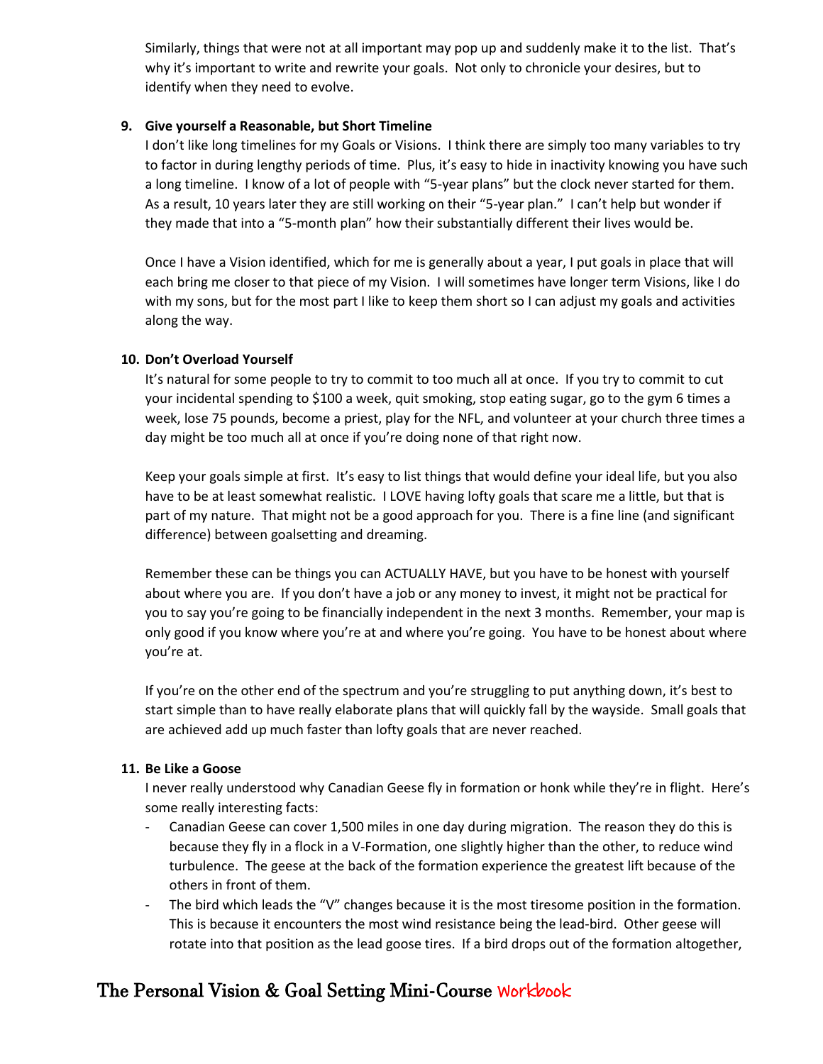Similarly, things that were not at all important may pop up and suddenly make it to the list. That's why it's important to write and rewrite your goals. Not only to chronicle your desires, but to identify when they need to evolve.

9. **Give yourself a Reasonable, but Short Timeline**

   I don't like long timelines for my Goals or Visions. I think there are simply too many variables to try to factor in during lengthy periods of time. Plus, it's easy to hide in inactivity knowing you have such a long timeline. I know of a lot of people with "5-year plans" but the clock never started for them. As a result, 10 years later they are still working on their "5-year plan." I can't help but wonder if they made that into a "5-month plan" how their substantially different their lives would be.

   Once I have a Vision identified, which for me is generally about a year, I put goals in place that will each bring me closer to that piece of my Vision. I will sometimes have longer term Visions, like I do with my sons, but for the most part I like to keep them short so I can adjust my goals and activities along the way.

10. **Don't Overload Yourself**

    It's natural for some people to try to commit to too much all at once. If you try to commit to cut your incidental spending to $100 a week, quit smoking, stop eating sugar, go to the gym 6 times a week, lose 75 pounds, become a priest, play for the NFL, and volunteer at your church three times a day might be too much all at once if you're doing none of that right now.

    Keep your goals simple at first. It's easy to list things that would define your ideal life, but you also have to be at least somewhat realistic. I LOVE having lofty goals that scare me a little, but that is part of my nature. That might not be a good approach for you. There is a fine line (and significant difference) between goalsetting and dreaming.

    Remember these can be things you can ACTUALLY HAVE, but you have to be honest with yourself about where you are. If you don't have a job or any money to invest, it might not be practical for you to say you're going to be financially independent in the next 3 months. Remember, your map is only good if you know where you're at and where you're going. You have to be honest about where you're at.

    If you're on the other end of the spectrum and you're struggling to put anything down, it's best to start simple than to have really elaborate plans that will quickly fall by the wayside. Small goals that are achieved add up much faster than lofty goals that are never reached.

11. **Be Like a Goose**

    I never really understood why Canadian Geese fly in formation or honk while they're in flight. Here's some really interesting facts:

    - Canadian Geese can cover 1,500 miles in one day during migration. The reason they do this is because they fly in a flock in a V-Formation, one slightly higher than the other, to reduce wind turbulence. The geese at the back of the formation experience the greatest lift because of the others in front of them.
    - The bird which leads the "V" changes because it is the most tiresome position in the formation. This is because it encounters the most wind resistance being the lead-bird. Other geese will rotate into that position as the lead goose tires. If a bird drops out of the formation altogether,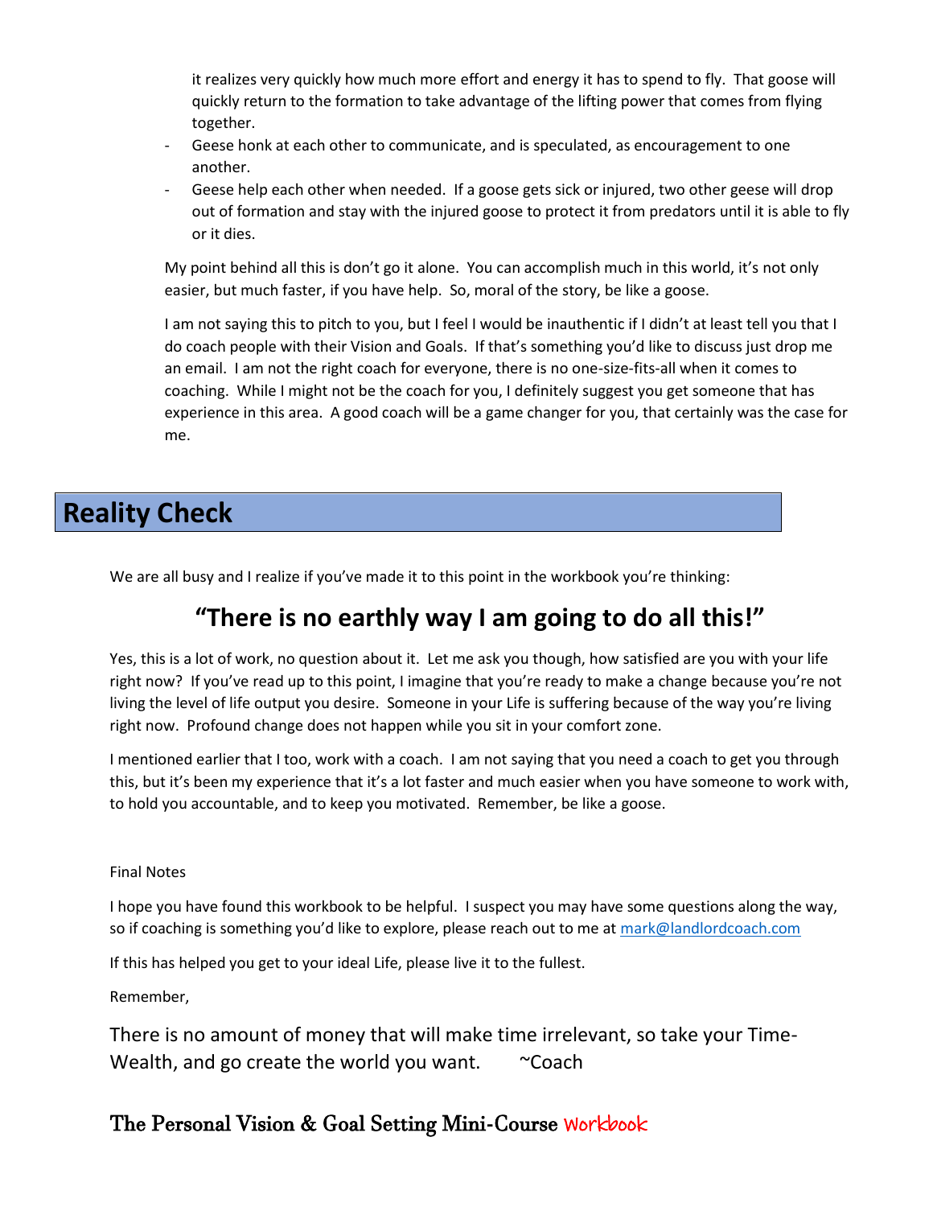it realizes very quickly how much more effort and energy it has to spend to fly. That goose will quickly return to the formation to take advantage of the lifting power that comes from flying together.

- Geese honk at each other to communicate, and is speculated, as encouragement to one another.
- Geese help each other when needed. If a goose gets sick or injured, two other geese will drop out of formation and stay with the injured goose to protect it from predators until it is able to fly or it dies.

My point behind all this is don't go it alone. You can accomplish much in this world, it's not only easier, but much faster, if you have help. So, moral of the story, be like a goose.

I am not saying this to pitch to you, but I feel I would be inauthentic if I didn't at least tell you that I do coach people with their Vision and Goals. If that's something you'd like to discuss just drop me an email. I am not the right coach for everyone, there is no one-size-fits-all when it comes to coaching. While I might not be the coach for you, I definitely suggest you get someone that has experience in this area. A good coach will be a game changer for you, that certainly was the case for me.

## Reality Check

We are all busy and I realize if you've made it to this point in the workbook you're thinking:

### "There is no earthly way I am going to do all this!"

Yes, this is a lot of work, no question about it. Let me ask you though, how satisfied are you with your life right now? If you've read up to this point, I imagine that you're ready to make a change because you're not living the level of life output you desire. Someone in your Life is suffering because of the way you're living right now. Profound change does not happen while you sit in your comfort zone.

I mentioned earlier that I too, work with a coach. I am not saying that you need a coach to get you through this, but it's been my experience that it's a lot faster and much easier when you have someone to work with, to hold you accountable, and to keep you motivated. Remember, be like a goose.

Final Notes

I hope you have found this workbook to be helpful. I suspect you may have some questions along the way, so if coaching is something you'd like to explore, please reach out to me at mark@landlordcoach.com

If this has helped you get to your ideal Life, please live it to the fullest.

Remember,

There is no amount of money that will make time irrelevant, so take your Time-Wealth, and go create the world you want. ~Coach